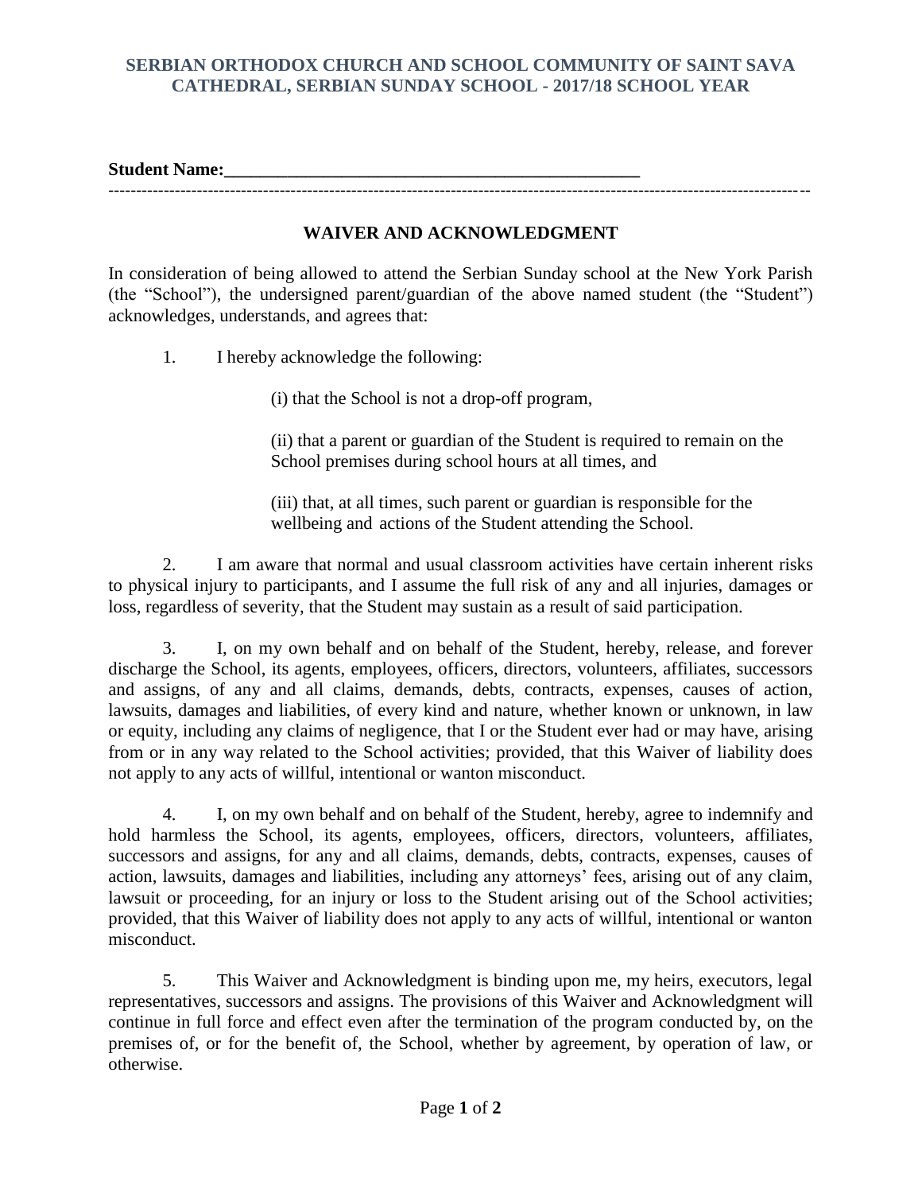**SERBIAN ORTHODOX CHURCH AND SCHOOL COMMUNITY OF SAINT SAVA CATHEDRAL, SERBIAN SUNDAY SCHOOL - 2017/18 SCHOOL YEAR**

**Student Name:**\_\_\_\_\_\_\_\_\_\_\_\_\_\_\_\_\_\_\_\_\_\_\_\_\_\_\_\_\_\_\_\_\_\_\_\_\_\_\_\_\_\_\_\_\_\_\_\_

---

## WAIVER AND ACKNOWLEDGMENT

In consideration of being allowed to attend the Serbian Sunday school at the New York Parish (the "School"), the undersigned parent/guardian of the above named student (the "Student") acknowledges, understands, and agrees that:

1. I hereby acknowledge the following:

   (i) that the School is not a drop-off program,

   (ii) that a parent or guardian of the Student is required to remain on the School premises during school hours at all times, and

   (iii) that, at all times, such parent or guardian is responsible for the wellbeing and actions of the Student attending the School.

2. I am aware that normal and usual classroom activities have certain inherent risks to physical injury to participants, and I assume the full risk of any and all injuries, damages or loss, regardless of severity, that the Student may sustain as a result of said participation.

3. I, on my own behalf and on behalf of the Student, hereby, release, and forever discharge the School, its agents, employees, officers, directors, volunteers, affiliates, successors and assigns, of any and all claims, demands, debts, contracts, expenses, causes of action, lawsuits, damages and liabilities, of every kind and nature, whether known or unknown, in law or equity, including any claims of negligence, that I or the Student ever had or may have, arising from or in any way related to the School activities; provided, that this Waiver of liability does not apply to any acts of willful, intentional or wanton misconduct.

4. I, on my own behalf and on behalf of the Student, hereby, agree to indemnify and hold harmless the School, its agents, employees, officers, directors, volunteers, affiliates, successors and assigns, for any and all claims, demands, debts, contracts, expenses, causes of action, lawsuits, damages and liabilities, including any attorneys' fees, arising out of any claim, lawsuit or proceeding, for an injury or loss to the Student arising out of the School activities; provided, that this Waiver of liability does not apply to any acts of willful, intentional or wanton misconduct.

5. This Waiver and Acknowledgment is binding upon me, my heirs, executors, legal representatives, successors and assigns. The provisions of this Waiver and Acknowledgment will continue in full force and effect even after the termination of the program conducted by, on the premises of, or for the benefit of, the School, whether by agreement, by operation of law, or otherwise.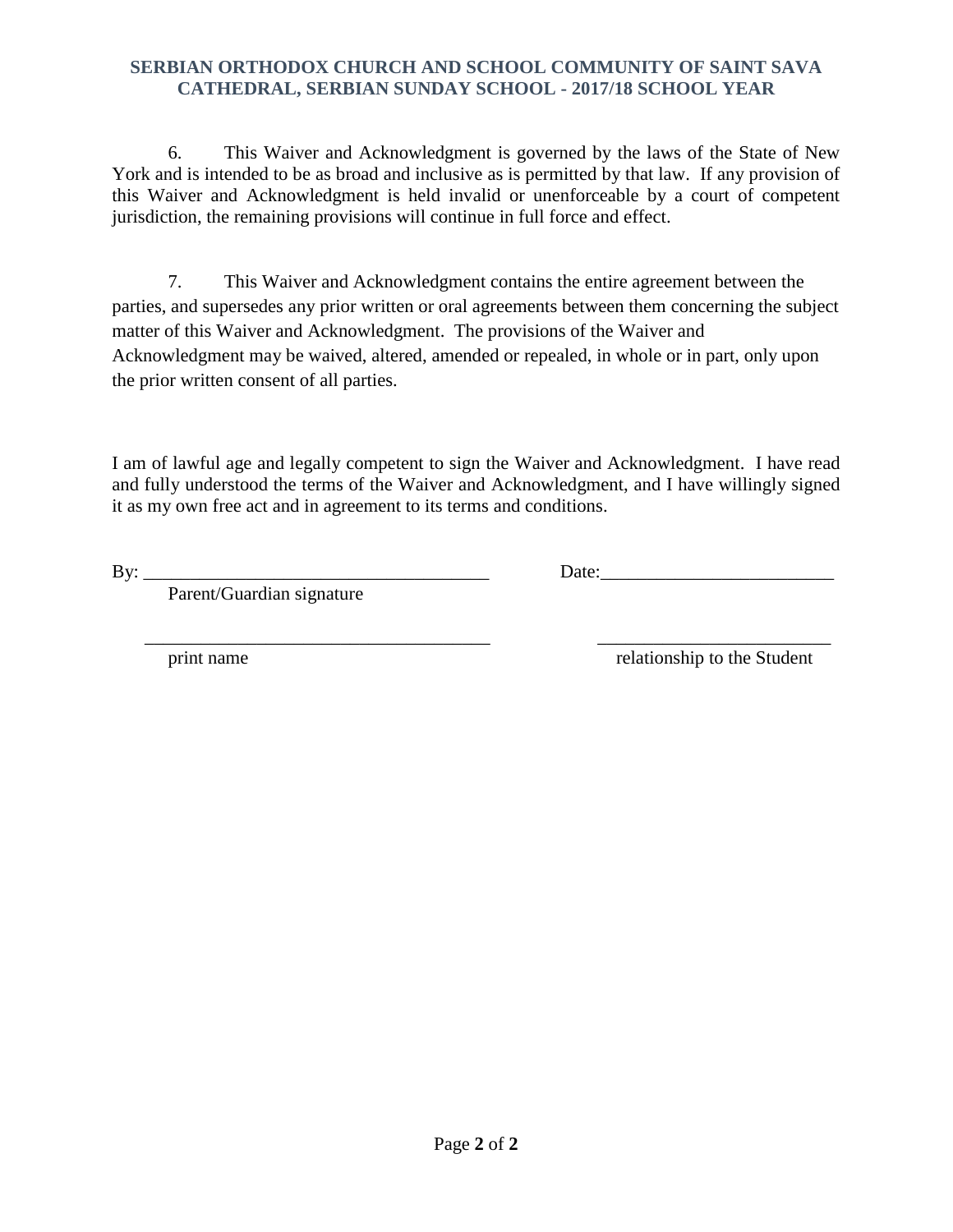6. This Waiver and Acknowledgment is governed by the laws of the State of New York and is intended to be as broad and inclusive as is permitted by that law. If any provision of this Waiver and Acknowledgment is held invalid or unenforceable by a court of competent jurisdiction, the remaining provisions will continue in full force and effect.

7. This Waiver and Acknowledgment contains the entire agreement between the parties, and supersedes any prior written or oral agreements between them concerning the subject matter of this Waiver and Acknowledgment. The provisions of the Waiver and Acknowledgment may be waived, altered, amended or repealed, in whole or in part, only upon the prior written consent of all parties.

I am of lawful age and legally competent to sign the Waiver and Acknowledgment. I have read and fully understood the terms of the Waiver and Acknowledgment, and I have willingly signed it as my own free act and in agreement to its terms and conditions.

By: _____________________________________ Date:_________________________

Parent/Guardian signature

_____________________________________ _________________________

print name relationship to the Student